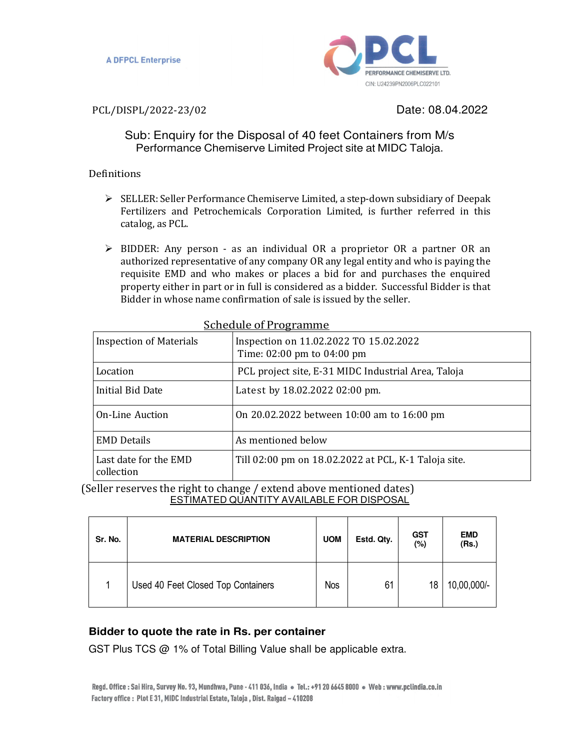A DFPCL Enterprise

PCL PERFORMANCE CHEMISERVE LTD.
CIN: U24239PN2006PLC022101

PCL/DISPL/2022-23/02 Date: 08.04.2022

Sub: Enquiry for the Disposal of 40 feet Containers from M/s Performance Chemiserve Limited Project site at MIDC Taloja.

Definitions

- SELLER: Seller Performance Chemiserve Limited, a step-down subsidiary of Deepak Fertilizers and Petrochemicals Corporation Limited, is further referred in this catalog, as PCL.
- BIDDER: Any person - as an individual OR a proprietor OR a partner OR an authorized representative of any company OR any legal entity and who is paying the requisite EMD and who makes or places a bid for and purchases the enquired property either in part or in full is considered as a bidder. Successful Bidder is that Bidder in whose name confirmation of sale is issued by the seller.

Schedule of Programme

| | |
|---|---|
| Inspection of Materials | Inspection on 11.02.2022 TO 15.02.2022<br>Time: 02:00 pm to 04:00 pm |
| Location | PCL project site, E-31 MIDC Industrial Area, Taloja |
| Initial Bid Date | Latest by 18.02.2022 02:00 pm. |
| On-Line Auction | On 20.02.2022 between 10:00 am to 16:00 pm |
| EMD Details | As mentioned below |
| Last date for the EMD collection | Till 02:00 pm on 18.02.2022 at PCL, K-1 Taloja site. |

(Seller reserves the right to change / extend above mentioned dates)

ESTIMATED QUANTITY AVAILABLE FOR DISPOSAL

| Sr. No. | MATERIAL DESCRIPTION | UOM | Estd. Qty. | GST (%) | EMD (Rs.) |
|---|---|---|---|---|---|
| 1 | Used 40 Feet Closed Top Containers | Nos | 61 | 18 | 10,00,000/- |

**Bidder to quote the rate in Rs. per container**

GST Plus TCS @ 1% of Total Billing Value shall be applicable extra.

Regd. Office : Sai Hira, Survey No. 93, Mundhwa, Pune - 411 036, India • Tel.: +91 20 6645 8000 • Web : www.pclindia.co.in
Factory office : Plot E 31, MIDC Industrial Estate, Taloja , Dist. Raigad – 410208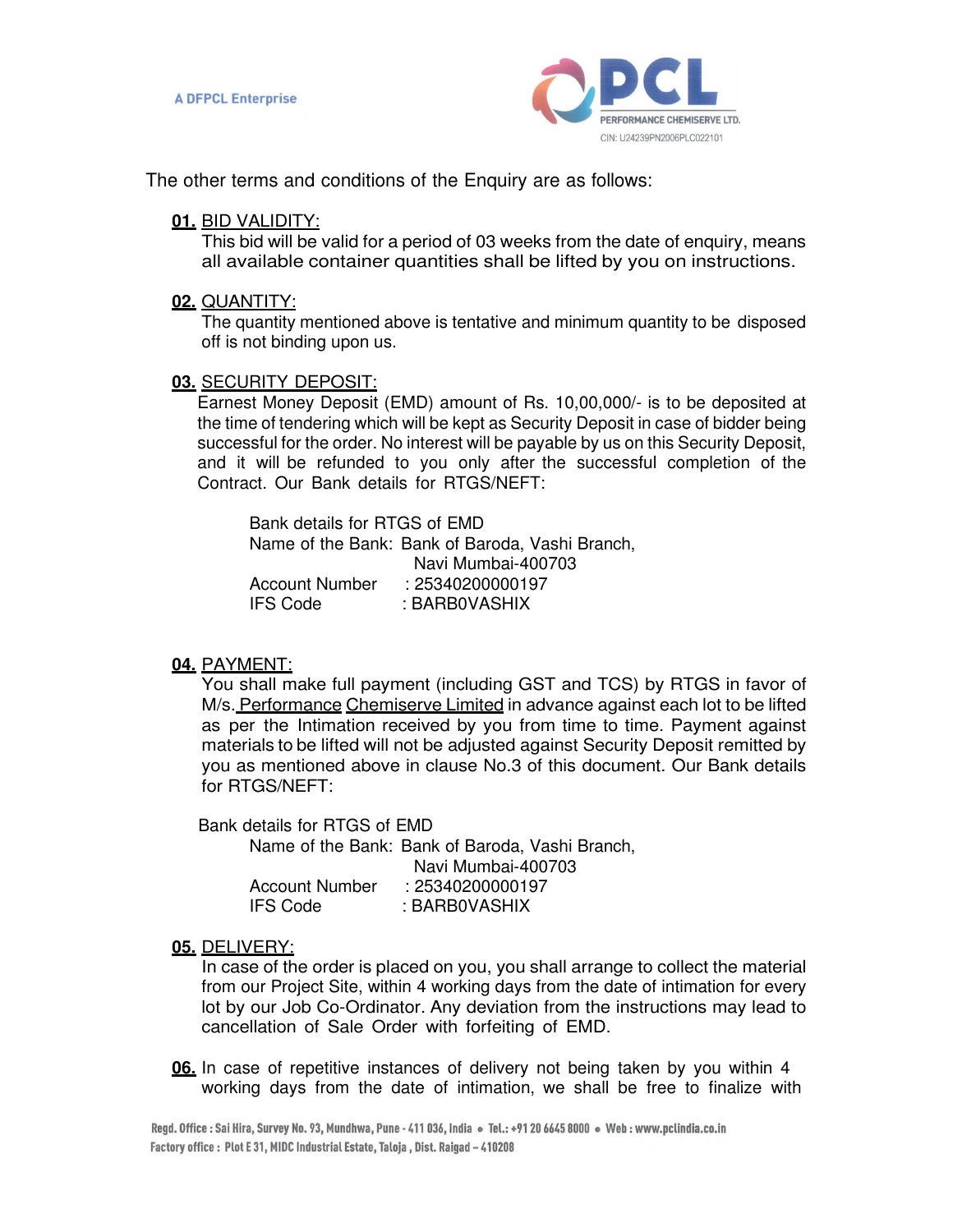The other terms and conditions of the Enquiry are as follows:

**01.** BID VALIDITY:

This bid will be valid for a period of 03 weeks from the date of enquiry, means all available container quantities shall be lifted by you on instructions.

**02.** QUANTITY:

The quantity mentioned above is tentative and minimum quantity to be disposed off is not binding upon us.

**03.** SECURITY DEPOSIT:

Earnest Money Deposit (EMD) amount of Rs. 10,00,000/- is to be deposited at the time of tendering which will be kept as Security Deposit in case of bidder being successful for the order. No interest will be payable by us on this Security Deposit, and it will be refunded to you only after the successful completion of the Contract. Our Bank details for RTGS/NEFT:

Bank details for RTGS of EMD
Name of the Bank: Bank of Baroda, Vashi Branch,
Navi Mumbai-400703
Account Number : 25340200000197
IFS Code : BARB0VASHIX

**04.** PAYMENT:

You shall make full payment (including GST and TCS) by RTGS in favor of M/s. Performance Chemiserve Limited in advance against each lot to be lifted as per the Intimation received by you from time to time. Payment against materials to be lifted will not be adjusted against Security Deposit remitted by you as mentioned above in clause No.3 of this document. Our Bank details for RTGS/NEFT:

Bank details for RTGS of EMD
Name of the Bank: Bank of Baroda, Vashi Branch,
Navi Mumbai-400703
Account Number : 25340200000197
IFS Code : BARB0VASHIX

**05.** DELIVERY:

In case of the order is placed on you, you shall arrange to collect the material from our Project Site, within 4 working days from the date of intimation for every lot by our Job Co-Ordinator. Any deviation from the instructions may lead to cancellation of Sale Order with forfeiting of EMD.

**06.** In case of repetitive instances of delivery not being taken by you within 4 working days from the date of intimation, we shall be free to finalize with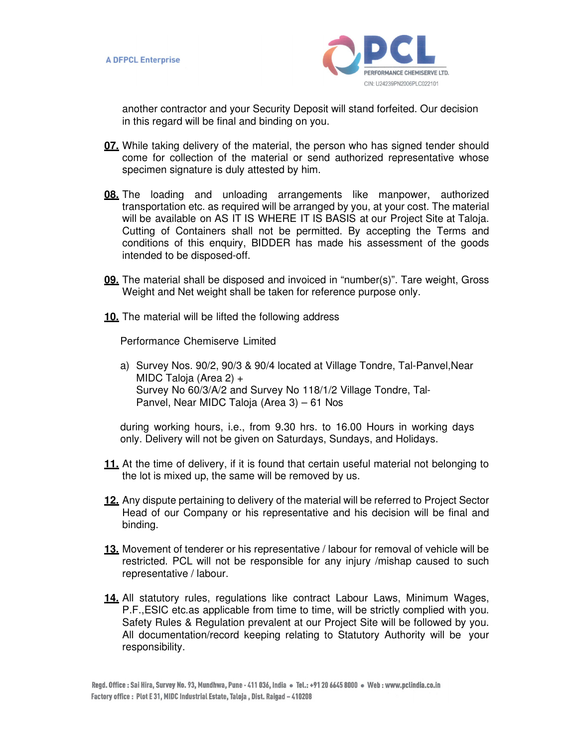another contractor and your Security Deposit will stand forfeited. Our decision in this regard will be final and binding on you.

**07.** While taking delivery of the material, the person who has signed tender should come for collection of the material or send authorized representative whose specimen signature is duly attested by him.

**08.** The loading and unloading arrangements like manpower, authorized transportation etc. as required will be arranged by you, at your cost. The material will be available on AS IT IS WHERE IT IS BASIS at our Project Site at Taloja. Cutting of Containers shall not be permitted. By accepting the Terms and conditions of this enquiry, BIDDER has made his assessment of the goods intended to be disposed-off.

**09.** The material shall be disposed and invoiced in "number(s)". Tare weight, Gross Weight and Net weight shall be taken for reference purpose only.

**10.** The material will be lifted the following address

Performance Chemiserve Limited

a) Survey Nos. 90/2, 90/3 & 90/4 located at Village Tondre, Tal-Panvel,Near MIDC Taloja (Area 2) +
Survey No 60/3/A/2 and Survey No 118/1/2 Village Tondre, Tal-Panvel, Near MIDC Taloja (Area 3) – 61 Nos

during working hours, i.e., from 9.30 hrs. to 16.00 Hours in working days only. Delivery will not be given on Saturdays, Sundays, and Holidays.

**11.** At the time of delivery, if it is found that certain useful material not belonging to the lot is mixed up, the same will be removed by us.

**12.** Any dispute pertaining to delivery of the material will be referred to Project Sector Head of our Company or his representative and his decision will be final and binding.

**13.** Movement of tenderer or his representative / labour for removal of vehicle will be restricted. PCL will not be responsible for any injury /mishap caused to such representative / labour.

**14.** All statutory rules, regulations like contract Labour Laws, Minimum Wages, P.F.,ESIC etc.as applicable from time to time, will be strictly complied with you. Safety Rules & Regulation prevalent at our Project Site will be followed by you. All documentation/record keeping relating to Statutory Authority will be your responsibility.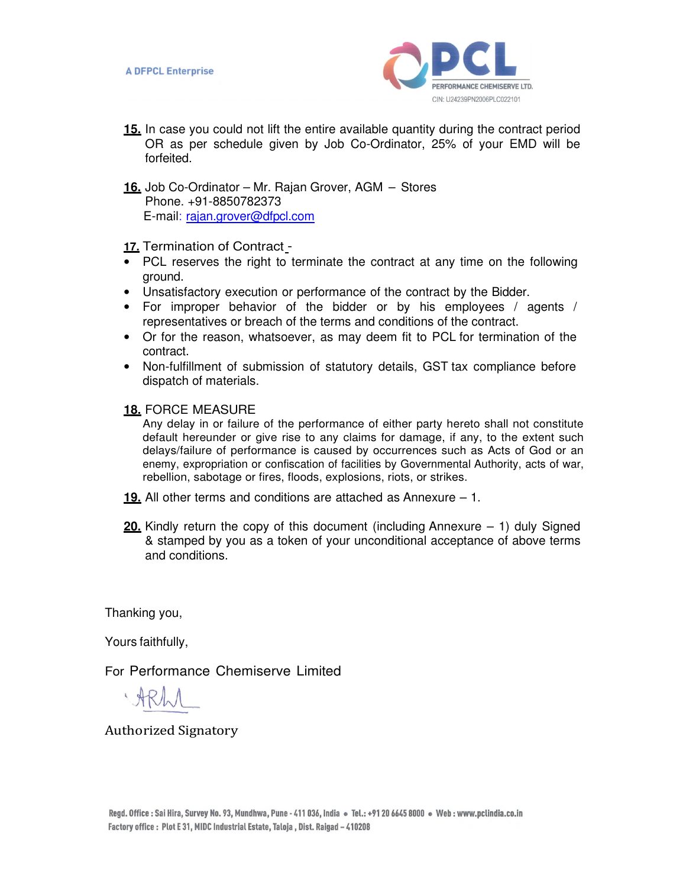**15.** In case you could not lift the entire available quantity during the contract period OR as per schedule given by Job Co-Ordinator, 25% of your EMD will be forfeited.

**16.** Job Co-Ordinator – Mr. Rajan Grover, AGM – Stores
Phone. +91-8850782373
E-mail: rajan.grover@dfpcl.com

**17.** Termination of Contract -

- PCL reserves the right to terminate the contract at any time on the following ground.
- Unsatisfactory execution or performance of the contract by the Bidder.
- For improper behavior of the bidder or by his employees / agents / representatives or breach of the terms and conditions of the contract.
- Or for the reason, whatsoever, as may deem fit to PCL for termination of the contract.
- Non-fulfillment of submission of statutory details, GST tax compliance before dispatch of materials.

**18.** FORCE MEASURE

Any delay in or failure of the performance of either party hereto shall not constitute default hereunder or give rise to any claims for damage, if any, to the extent such delays/failure of performance is caused by occurrences such as Acts of God or an enemy, expropriation or confiscation of facilities by Governmental Authority, acts of war, rebellion, sabotage or fires, floods, explosions, riots, or strikes.

**19.** All other terms and conditions are attached as Annexure – 1.

**20.** Kindly return the copy of this document (including Annexure – 1) duly Signed & stamped by you as a token of your unconditional acceptance of above terms and conditions.

Thanking you,

Yours faithfully,

For Performance Chemiserve Limited

Authorized Signatory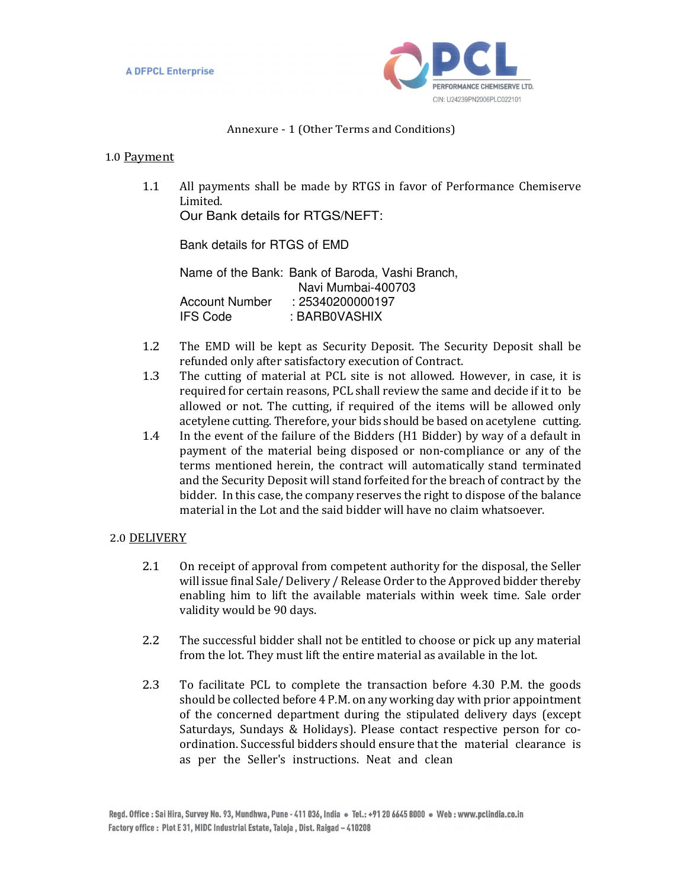Annexure - 1 (Other Terms and Conditions)

## 1.0 Payment

1.1 All payments shall be made by RTGS in favor of Performance Chemiserve Limited.

Our Bank details for RTGS/NEFT:

Bank details for RTGS of EMD

Name of the Bank: Bank of Baroda, Vashi Branch, Navi Mumbai-400703
Account Number : 25340200000197
IFS Code : BARB0VASHIX

1.2 The EMD will be kept as Security Deposit. The Security Deposit shall be refunded only after satisfactory execution of Contract.

1.3 The cutting of material at PCL site is not allowed. However, in case, it is required for certain reasons, PCL shall review the same and decide if it to be allowed or not. The cutting, if required of the items will be allowed only acetylene cutting. Therefore, your bids should be based on acetylene cutting.

1.4 In the event of the failure of the Bidders (H1 Bidder) by way of a default in payment of the material being disposed or non-compliance or any of the terms mentioned herein, the contract will automatically stand terminated and the Security Deposit will stand forfeited for the breach of contract by the bidder. In this case, the company reserves the right to dispose of the balance material in the Lot and the said bidder will have no claim whatsoever.

## 2.0 DELIVERY

2.1 On receipt of approval from competent authority for the disposal, the Seller will issue final Sale/ Delivery / Release Order to the Approved bidder thereby enabling him to lift the available materials within week time. Sale order validity would be 90 days.

2.2 The successful bidder shall not be entitled to choose or pick up any material from the lot. They must lift the entire material as available in the lot.

2.3 To facilitate PCL to complete the transaction before 4.30 P.M. the goods should be collected before 4 P.M. on any working day with prior appointment of the concerned department during the stipulated delivery days (except Saturdays, Sundays & Holidays). Please contact respective person for co-ordination. Successful bidders should ensure that the material clearance is as per the Seller's instructions. Neat and clean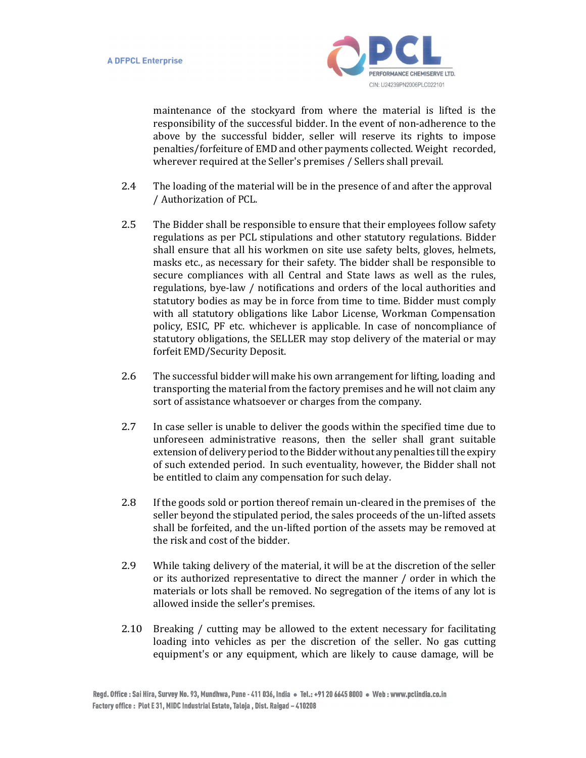maintenance of the stockyard from where the material is lifted is the responsibility of the successful bidder. In the event of non-adherence to the above by the successful bidder, seller will reserve its rights to impose penalties/forfeiture of EMD and other payments collected. Weight recorded, wherever required at the Seller's premises / Sellers shall prevail.

2.4 The loading of the material will be in the presence of and after the approval / Authorization of PCL.

2.5 The Bidder shall be responsible to ensure that their employees follow safety regulations as per PCL stipulations and other statutory regulations. Bidder shall ensure that all his workmen on site use safety belts, gloves, helmets, masks etc., as necessary for their safety. The bidder shall be responsible to secure compliances with all Central and State laws as well as the rules, regulations, bye-law / notifications and orders of the local authorities and statutory bodies as may be in force from time to time. Bidder must comply with all statutory obligations like Labor License, Workman Compensation policy, ESIC, PF etc. whichever is applicable. In case of noncompliance of statutory obligations, the SELLER may stop delivery of the material or may forfeit EMD/Security Deposit.

2.6 The successful bidder will make his own arrangement for lifting, loading and transporting the material from the factory premises and he will not claim any sort of assistance whatsoever or charges from the company.

2.7 In case seller is unable to deliver the goods within the specified time due to unforeseen administrative reasons, then the seller shall grant suitable extension of delivery period to the Bidder without any penalties till the expiry of such extended period. In such eventuality, however, the Bidder shall not be entitled to claim any compensation for such delay.

2.8 If the goods sold or portion thereof remain un-cleared in the premises of the seller beyond the stipulated period, the sales proceeds of the un-lifted assets shall be forfeited, and the un-lifted portion of the assets may be removed at the risk and cost of the bidder.

2.9 While taking delivery of the material, it will be at the discretion of the seller or its authorized representative to direct the manner / order in which the materials or lots shall be removed. No segregation of the items of any lot is allowed inside the seller's premises.

2.10 Breaking / cutting may be allowed to the extent necessary for facilitating loading into vehicles as per the discretion of the seller. No gas cutting equipment's or any equipment, which are likely to cause damage, will be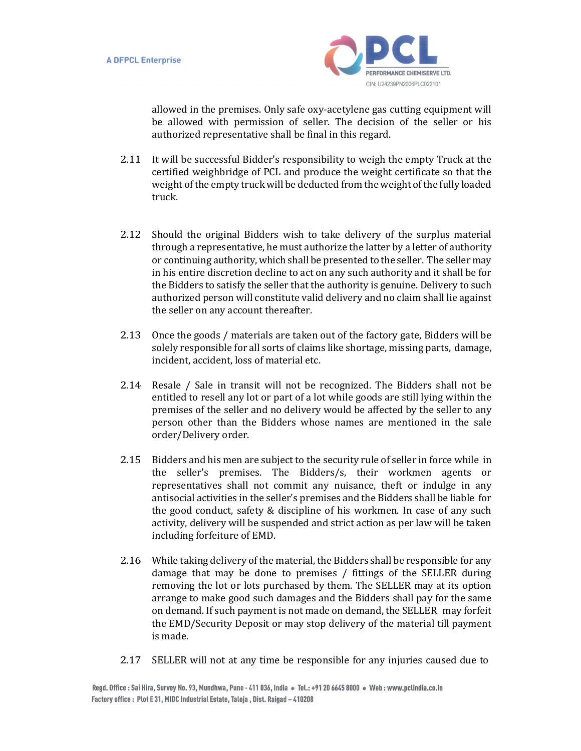allowed in the premises. Only safe oxy-acetylene gas cutting equipment will be allowed with permission of seller. The decision of the seller or his authorized representative shall be final in this regard.

2.11 It will be successful Bidder's responsibility to weigh the empty Truck at the certified weighbridge of PCL and produce the weight certificate so that the weight of the empty truck will be deducted from the weight of the fully loaded truck.

2.12 Should the original Bidders wish to take delivery of the surplus material through a representative, he must authorize the latter by a letter of authority or continuing authority, which shall be presented to the seller. The seller may in his entire discretion decline to act on any such authority and it shall be for the Bidders to satisfy the seller that the authority is genuine. Delivery to such authorized person will constitute valid delivery and no claim shall lie against the seller on any account thereafter.

2.13 Once the goods / materials are taken out of the factory gate, Bidders will be solely responsible for all sorts of claims like shortage, missing parts, damage, incident, accident, loss of material etc.

2.14 Resale / Sale in transit will not be recognized. The Bidders shall not be entitled to resell any lot or part of a lot while goods are still lying within the premises of the seller and no delivery would be affected by the seller to any person other than the Bidders whose names are mentioned in the sale order/Delivery order.

2.15 Bidders and his men are subject to the security rule of seller in force while in the seller's premises. The Bidders/s, their workmen agents or representatives shall not commit any nuisance, theft or indulge in any antisocial activities in the seller's premises and the Bidders shall be liable for the good conduct, safety & discipline of his workmen. In case of any such activity, delivery will be suspended and strict action as per law will be taken including forfeiture of EMD.

2.16 While taking delivery of the material, the Bidders shall be responsible for any damage that may be done to premises / fittings of the SELLER during removing the lot or lots purchased by them. The SELLER may at its option arrange to make good such damages and the Bidders shall pay for the same on demand. If such payment is not made on demand, the SELLER may forfeit the EMD/Security Deposit or may stop delivery of the material till payment is made.

2.17 SELLER will not at any time be responsible for any injuries caused due to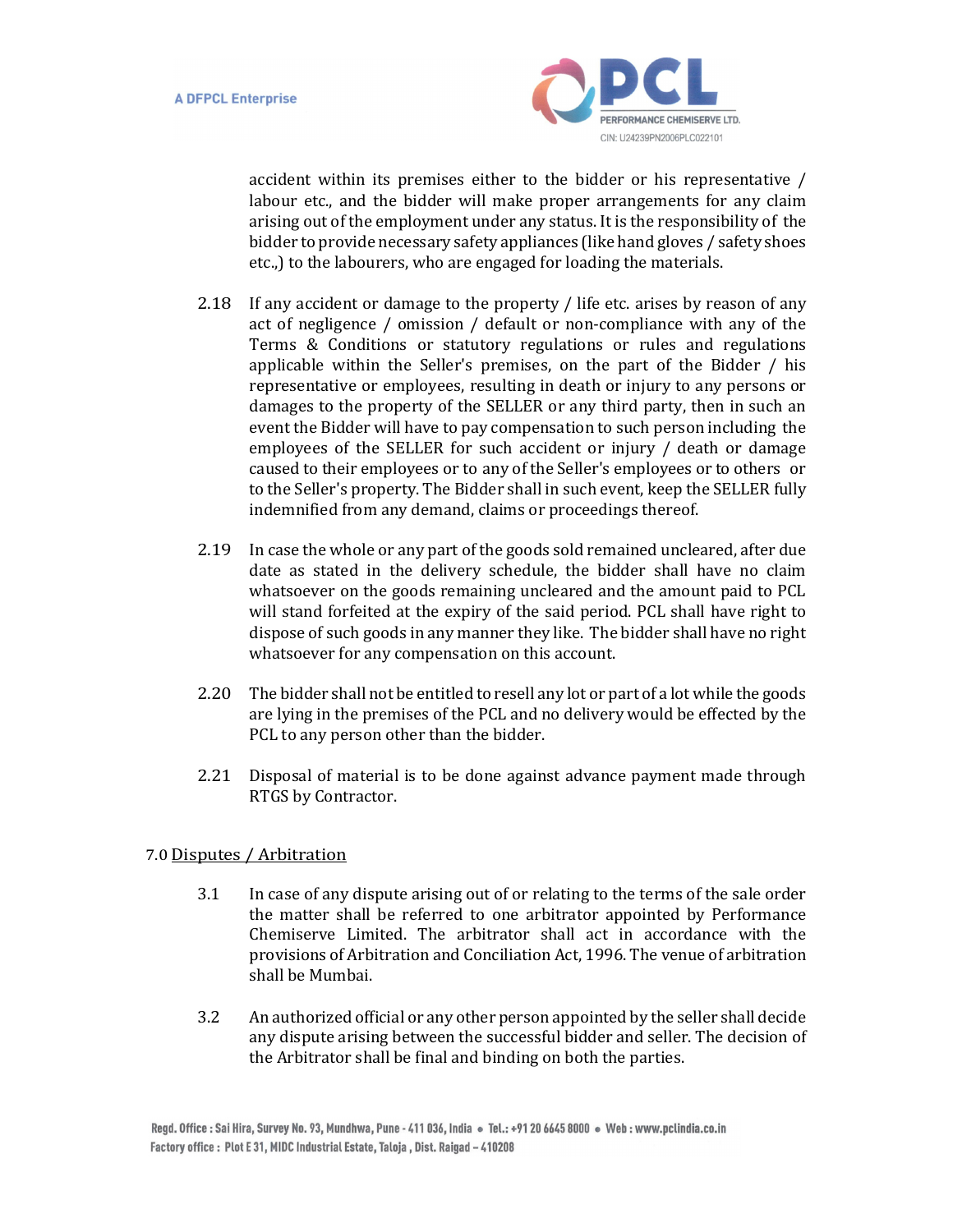accident within its premises either to the bidder or his representative / labour etc., and the bidder will make proper arrangements for any claim arising out of the employment under any status. It is the responsibility of the bidder to provide necessary safety appliances (like hand gloves / safety shoes etc.,) to the labourers, who are engaged for loading the materials.

2.18 If any accident or damage to the property / life etc. arises by reason of any act of negligence / omission / default or non-compliance with any of the Terms & Conditions or statutory regulations or rules and regulations applicable within the Seller's premises, on the part of the Bidder / his representative or employees, resulting in death or injury to any persons or damages to the property of the SELLER or any third party, then in such an event the Bidder will have to pay compensation to such person including the employees of the SELLER for such accident or injury / death or damage caused to their employees or to any of the Seller's employees or to others or to the Seller's property. The Bidder shall in such event, keep the SELLER fully indemnified from any demand, claims or proceedings thereof.

2.19 In case the whole or any part of the goods sold remained uncleared, after due date as stated in the delivery schedule, the bidder shall have no claim whatsoever on the goods remaining uncleared and the amount paid to PCL will stand forfeited at the expiry of the said period. PCL shall have right to dispose of such goods in any manner they like. The bidder shall have no right whatsoever for any compensation on this account.

2.20 The bidder shall not be entitled to resell any lot or part of a lot while the goods are lying in the premises of the PCL and no delivery would be effected by the PCL to any person other than the bidder.

2.21 Disposal of material is to be done against advance payment made through RTGS by Contractor.

7.0 <u>Disputes / Arbitration</u>

3.1 In case of any dispute arising out of or relating to the terms of the sale order the matter shall be referred to one arbitrator appointed by Performance Chemiserve Limited. The arbitrator shall act in accordance with the provisions of Arbitration and Conciliation Act, 1996. The venue of arbitration shall be Mumbai.

3.2 An authorized official or any other person appointed by the seller shall decide any dispute arising between the successful bidder and seller. The decision of the Arbitrator shall be final and binding on both the parties.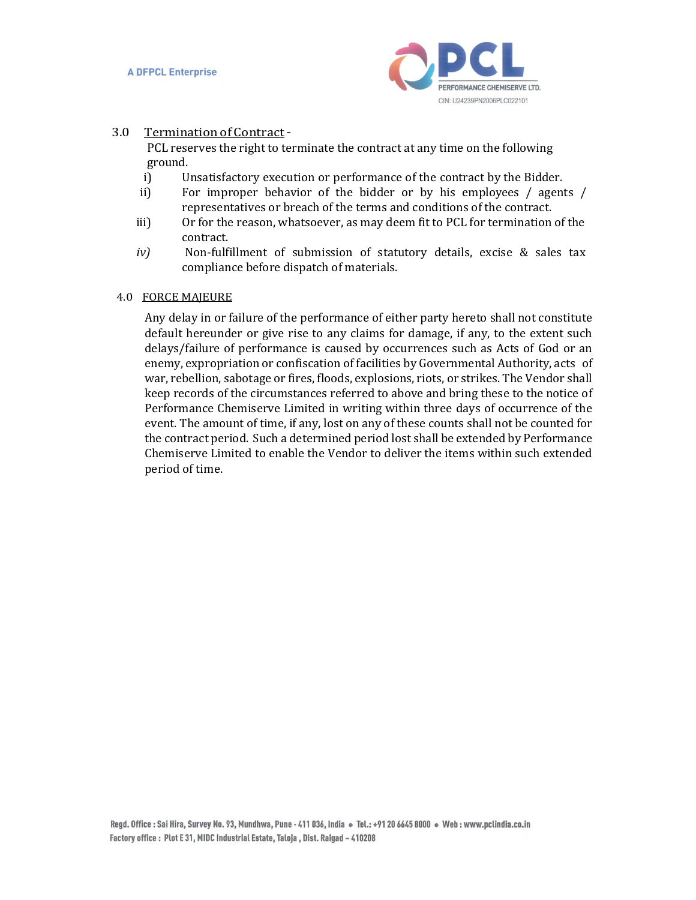3.0 Termination of Contract -

PCL reserves the right to terminate the contract at any time on the following ground.

i) Unsatisfactory execution or performance of the contract by the Bidder.

ii) For improper behavior of the bidder or by his employees / agents / representatives or breach of the terms and conditions of the contract.

iii) Or for the reason, whatsoever, as may deem fit to PCL for termination of the contract.

*iv)* Non-fulfillment of submission of statutory details, excise & sales tax compliance before dispatch of materials.

4.0 FORCE MAJEURE

Any delay in or failure of the performance of either party hereto shall not constitute default hereunder or give rise to any claims for damage, if any, to the extent such delays/failure of performance is caused by occurrences such as Acts of God or an enemy, expropriation or confiscation of facilities by Governmental Authority, acts of war, rebellion, sabotage or fires, floods, explosions, riots, or strikes. The Vendor shall keep records of the circumstances referred to above and bring these to the notice of Performance Chemiserve Limited in writing within three days of occurrence of the event. The amount of time, if any, lost on any of these counts shall not be counted for the contract period. Such a determined period lost shall be extended by Performance Chemiserve Limited to enable the Vendor to deliver the items within such extended period of time.